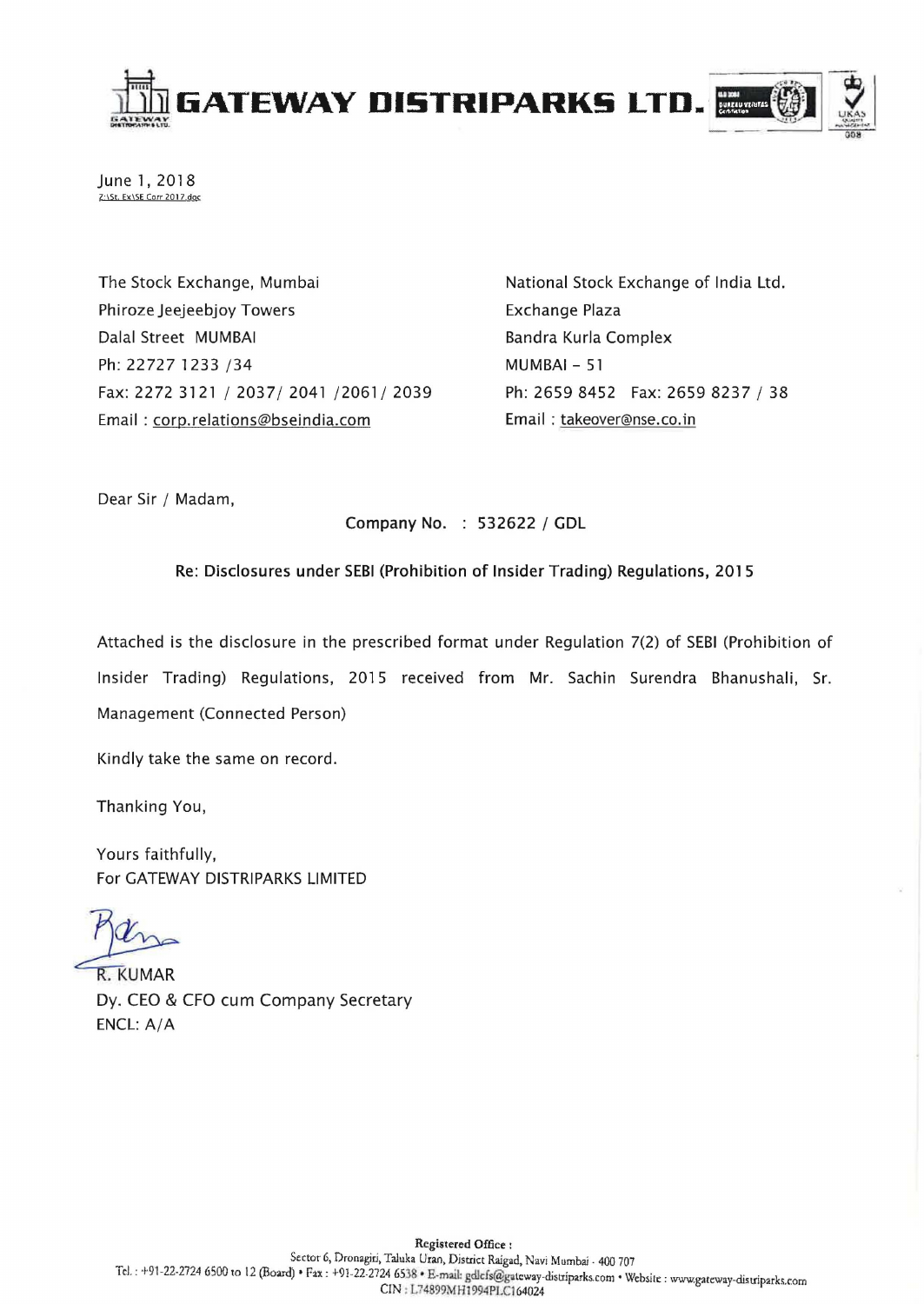# GATEWAY DISTRIPARKS LTD.

June 1, 2018
Z:\St. Ex\SE Corr 2017.doc

The Stock Exchange, Mumbai
Phiroze Jeejeebjoy Towers
Dalal Street MUMBAI
Ph: 22727 1233 /34
Fax: 2272 3121 / 2037/ 2041 /2061/ 2039
Email : corp.relations@bseindia.com

National Stock Exchange of India Ltd.
Exchange Plaza
Bandra Kurla Complex
MUMBAI – 51
Ph: 2659 8452 Fax: 2659 8237 / 38
Email : takeover@nse.co.in

Dear Sir / Madam,

**Company No. : 532622 / GDL**

**Re: Disclosures under SEBI (Prohibition of Insider Trading) Regulations, 2015**

Attached is the disclosure in the prescribed format under Regulation 7(2) of SEBI (Prohibition of Insider Trading) Regulations, 2015 received from Mr. Sachin Surendra Bhanushali, Sr. Management (Connected Person)

Kindly take the same on record.

Thanking You,

Yours faithfully,
For GATEWAY DISTRIPARKS LIMITED

R. KUMAR
Dy. CEO & CFO cum Company Secretary
ENCL: A/A

**Registered Office :**
Sector 6, Dronagiri, Taluka Uran, District Raigad, Navi Mumbai - 400 707
Tel. : +91-22-2724 6500 to 12 (Board) • Fax : +91-22-2724 6538 • E-mail: gdlcfs@gateway-distriparks.com • Website : www.gateway-distriparks.com
CIN : L74899MH1994PLC164024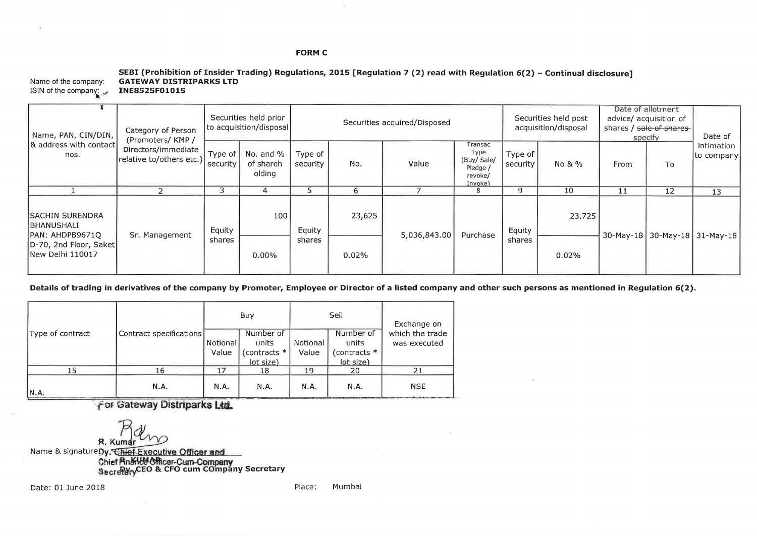**FORM C**

**SEBI (Prohibition of Insider Trading) Regulations, 2015 [Regulation 7 (2) read with Regulation 6(2) – Continual disclosure]**

Name of the company: **GATEWAY DISTRIPARKS LTD**
ISIN of the company: **INE8525F01015**

| Name, PAN, CIN/DIN, & address with contact nos. | Category of Person (Promoters/ KMP / Directors/immediate relative to/others etc.) | Securities held prior to acquisition/disposal | | Securities acquired/Disposed | | | | Securities held post acquisition/disposal | | Date of allotment advice/ acquisition of shares / ~~sale of shares~~ specify | | Date of intimation to company |
|---|---|---|---|---|---|---|---|---|---|---|---|---|
| | | Type of security | No. and % of shareholding | Type of security | No. | Value | Transac Type (Buy/ Sale/ Pledge / revoke/ Invoke) | Type of security | No & % | From | To | |
| 1 | 2 | 3 | 4 | 5 | 6 | 7 | 8 | 9 | 10 | 11 | 12 | 13 |
| SACHIN SURENDRA BHANUSHALI PAN: AHDPB9671Q D-70, 2nd Floor, Saket New Delhi 110017 | Sr. Management | Equity shares | 100 / 0.00% | Equity shares | 23,625 / 0.02% | 5,036,843.00 | Purchase | Equity shares | 23,725 / 0.02% | 30-May-18 | 30-May-18 | 31-May-18 |

**Details of trading in derivatives of the company by Promoter, Employee or Director of a listed company and other such persons as mentioned in Regulation 6(2).**

| Type of contract | Contract specifications | Buy | | Sell | | Exchange on which the trade was executed |
|---|---|---|---|---|---|---|
| | | Notional Value | Number of units (contracts * lot size) | Notional Value | Number of units (contracts * lot size) | |
| 15 | 16 | 17 | 18 | 19 | 20 | 21 |
| N.A. | N.A. | N.A. | N.A. | N.A. | N.A. | NSE |

For Gateway Distriparks Ltd.

R. Kumar
Dy. Chief Executive Officer and Chief Finance Officer-Cum-Company Secretary

Name & signature: R. KUMAR
Dy. CEO & CFO cum COmpany Secretary

Date: 01 June 2018

Place: Mumbai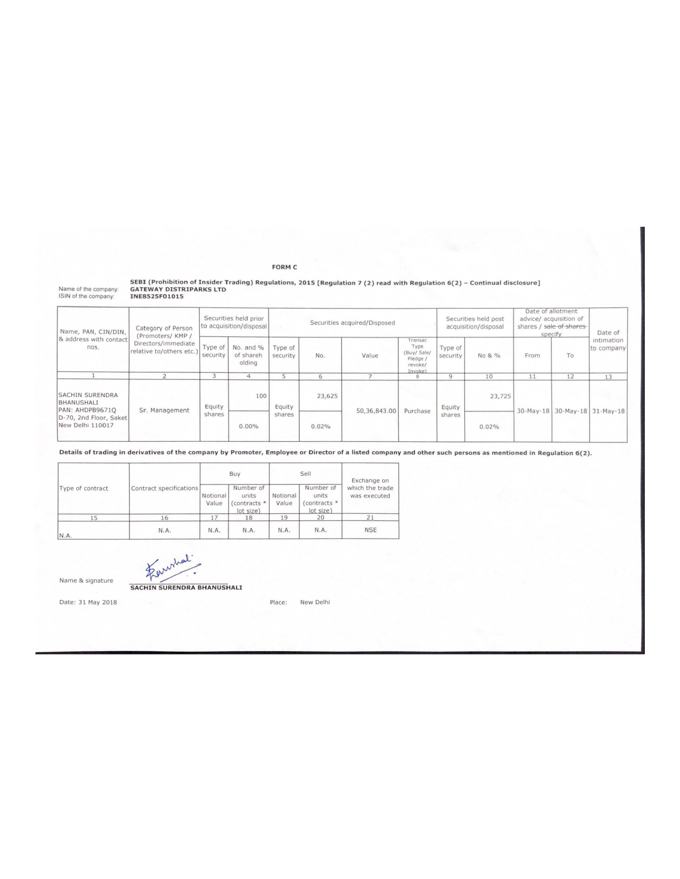# FORM C

**SEBI (Prohibition of Insider Trading) Regulations, 2015 [Regulation 7 (2) read with Regulation 6(2) – Continual disclosure]**

Name of the company: **GATEWAY DISTRIPARKS LTD**
ISIN of the company: **INE8525F01015**

| Name, PAN, CIN/DIN, & address with contact nos. | Category of Person (Promoters/ KMP / Directors/immediate relative to/others etc.) | Securities held prior to acquisition/disposal | | Securities acquired/Disposed | | | | Securities held post acquisition/disposal | | Date of allotment advice/ acquisition of shares / ~~sale of shares~~ specify | | Date of intimation to company |
|---|---|---|---|---|---|---|---|---|---|---|---|---|
| | | Type of security | No. and % of shareholding | Type of security | No. | Value | Transac Type (Buy/ Sale/ Pledge / revoke/ Invoke) | Type of security | No & % | From | To | |
| 1 | 2 | 3 | 4 | 5 | 6 | 7 | 8 | 9 | 10 | 11 | 12 | 13 |
| SACHIN SURENDRA BHANUSHALI PAN: AHDPB9671Q D-70, 2nd Floor, Saket New Delhi 110017 | Sr. Management | Equity shares | 100 / 0.00% | Equity shares | 23,625 / 0.02% | 50,36,843.00 | Purchase | Equity shares | 23,725 / 0.02% | 30-May-18 | 30-May-18 | 31-May-18 |

**Details of trading in derivatives of the company by Promoter, Employee or Director of a listed company and other such persons as mentioned in Regulation 6(2).**

| Type of contract | Contract specifications | Buy | | Sell | | Exchange on which the trade was executed |
|---|---|---|---|---|---|---|
| | | Notional Value | Number of units (contracts * lot size) | Notional Value | Number of units (contracts * lot size) | |
| 15 | 16 | 17 | 18 | 19 | 20 | 21 |
| N.A. | N.A. | N.A. | N.A. | N.A. | N.A. | NSE |

Name & signature

SACHIN SURENDRA BHANUSHALI

Date: 31 May 2018

Place: New Delhi